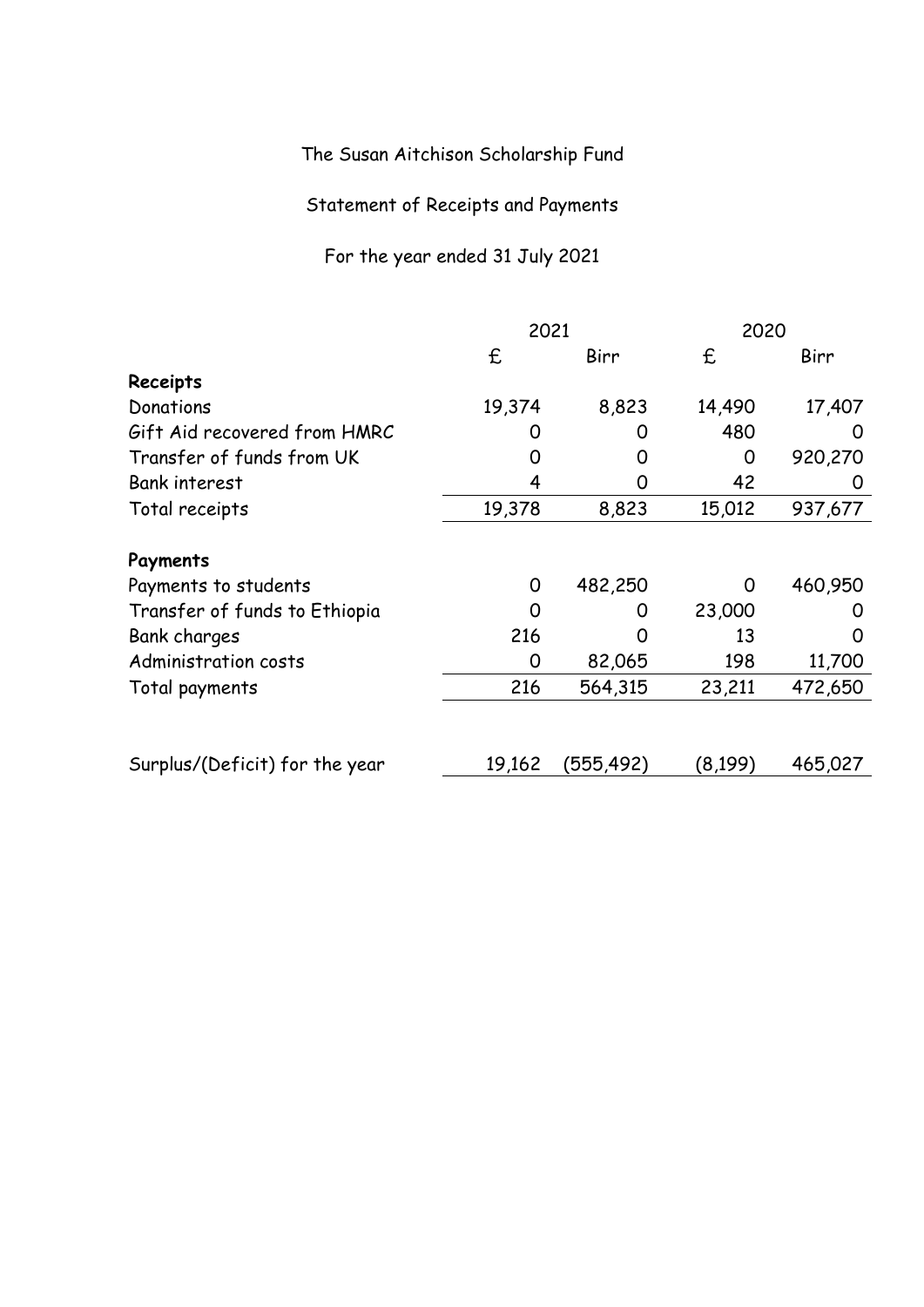# The Susan Aitchison Scholarship Fund

## Statement of Receipts and Payments

### For the year ended 31 July 2021

| | 2021 | | 2020 | |
|---|---|---|---|---|
| | £ | Birr | £ | Birr |
| **Receipts** | | | | |
| Donations | 19,374 | 8,823 | 14,490 | 17,407 |
| Gift Aid recovered from HMRC | 0 | 0 | 480 | 0 |
| Transfer of funds from UK | 0 | 0 | 0 | 920,270 |
| Bank interest | 4 | 0 | 42 | 0 |
| Total receipts | 19,378 | 8,823 | 15,012 | 937,677 |
| **Payments** | | | | |
| Payments to students | 0 | 482,250 | 0 | 460,950 |
| Transfer of funds to Ethiopia | 0 | 0 | 23,000 | 0 |
| Bank charges | 216 | 0 | 13 | 0 |
| Administration costs | 0 | 82,065 | 198 | 11,700 |
| Total payments | 216 | 564,315 | 23,211 | 472,650 |
| Surplus/(Deficit) for the year | 19,162 | (555,492) | (8,199) | 465,027 |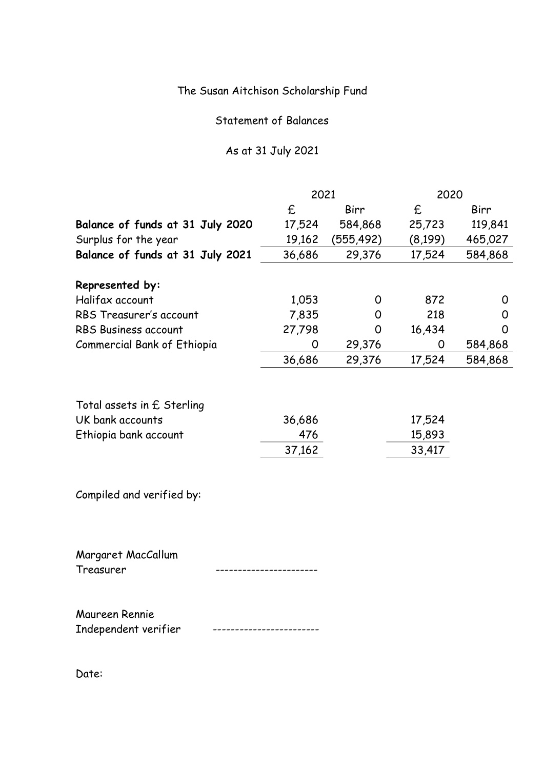The Susan Aitchison Scholarship Fund

Statement of Balances

As at 31 July 2021

| | 2021 | | 2020 | |
|---|---|---|---|---|
| | £ | Birr | £ | Birr |
| **Balance of funds at 31 July 2020** | 17,524 | 584,868 | 25,723 | 119,841 |
| Surplus for the year | 19,162 | (555,492) | (8,199) | 465,027 |
| **Balance of funds at 31 July 2021** | 36,686 | 29,376 | 17,524 | 584,868 |
| | | | | |
| **Represented by:** | | | | |
| Halifax account | 1,053 | 0 | 872 | 0 |
| RBS Treasurer's account | 7,835 | 0 | 218 | 0 |
| RBS Business account | 27,798 | 0 | 16,434 | 0 |
| Commercial Bank of Ethiopia | 0 | 29,376 | 0 | 584,868 |
| | 36,686 | 29,376 | 17,524 | 584,868 |
| | | | | |
| Total assets in £ Sterling | | | | |
| UK bank accounts | 36,686 | | 17,524 | |
| Ethiopia bank account | 476 | | 15,893 | |
| | 37,162 | | 33,417 | |

Compiled and verified by:

Margaret MacCallum
Treasurer -----------------------

Maureen Rennie
Independent verifier ------------------------

Date: